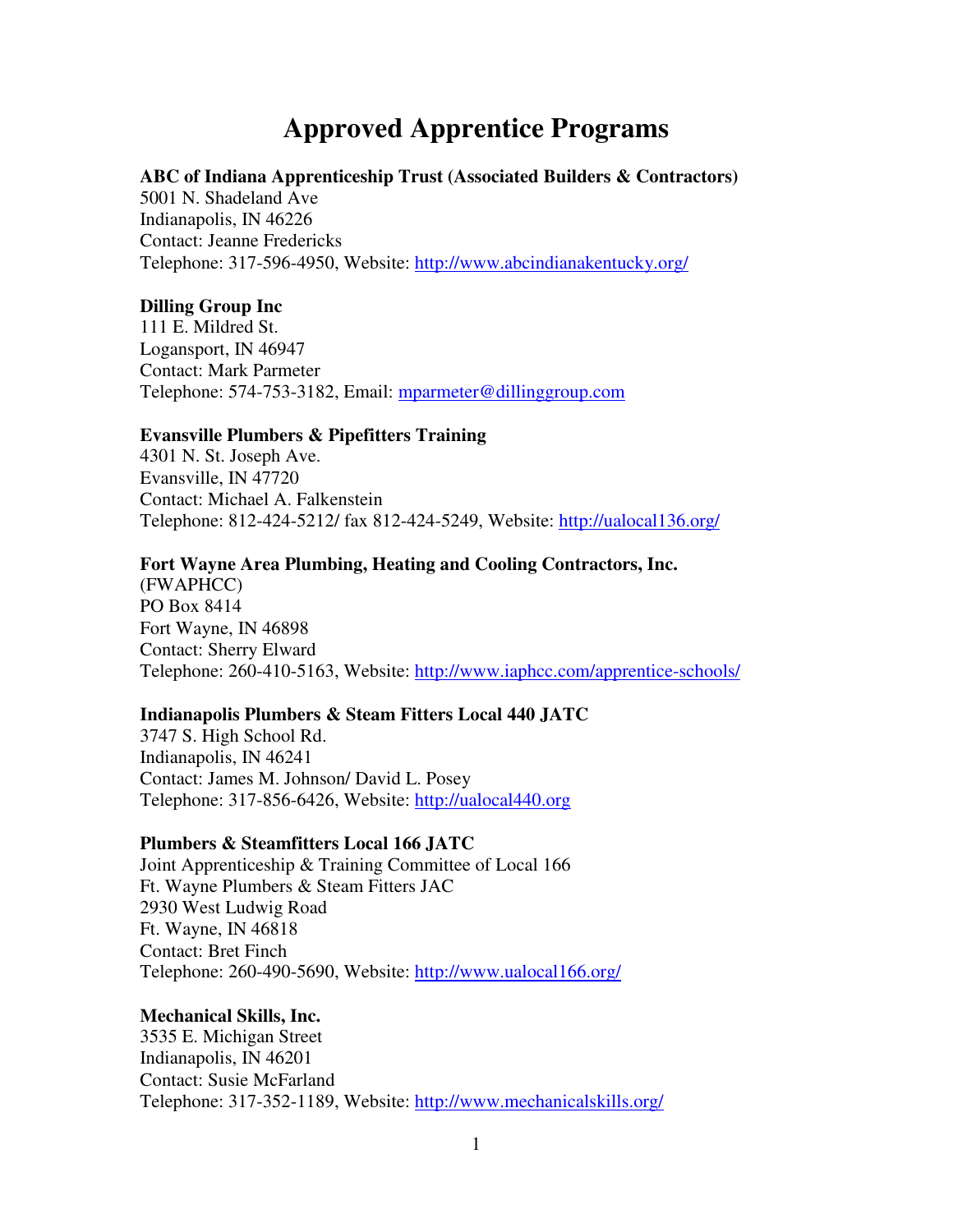# Approved Apprentice Programs

**ABC of Indiana Apprenticeship Trust (Associated Builders & Contractors)**
5001 N. Shadeland Ave
Indianapolis, IN 46226
Contact: Jeanne Fredericks
Telephone: 317-596-4950, Website: http://www.abcindianakentucky.org/

**Dilling Group Inc**
111 E. Mildred St.
Logansport, IN 46947
Contact: Mark Parmeter
Telephone: 574-753-3182, Email: mparmeter@dillinggroup.com

**Evansville Plumbers & Pipefitters Training**
4301 N. St. Joseph Ave.
Evansville, IN 47720
Contact: Michael A. Falkenstein
Telephone: 812-424-5212/ fax 812-424-5249, Website: http://ualocal136.org/

**Fort Wayne Area Plumbing, Heating and Cooling Contractors, Inc.**
(FWAPHCC)
PO Box 8414
Fort Wayne, IN 46898
Contact: Sherry Elward
Telephone: 260-410-5163, Website: http://www.iaphcc.com/apprentice-schools/

**Indianapolis Plumbers & Steam Fitters Local 440 JATC**
3747 S. High School Rd.
Indianapolis, IN 46241
Contact: James M. Johnson/ David L. Posey
Telephone: 317-856-6426, Website: http://ualocal440.org

**Plumbers & Steamfitters Local 166 JATC**
Joint Apprenticeship & Training Committee of Local 166
Ft. Wayne Plumbers & Steam Fitters JAC
2930 West Ludwig Road
Ft. Wayne, IN 46818
Contact: Bret Finch
Telephone: 260-490-5690, Website: http://www.ualocal166.org/

**Mechanical Skills, Inc.**
3535 E. Michigan Street
Indianapolis, IN 46201
Contact: Susie McFarland
Telephone: 317-352-1189, Website: http://www.mechanicalskills.org/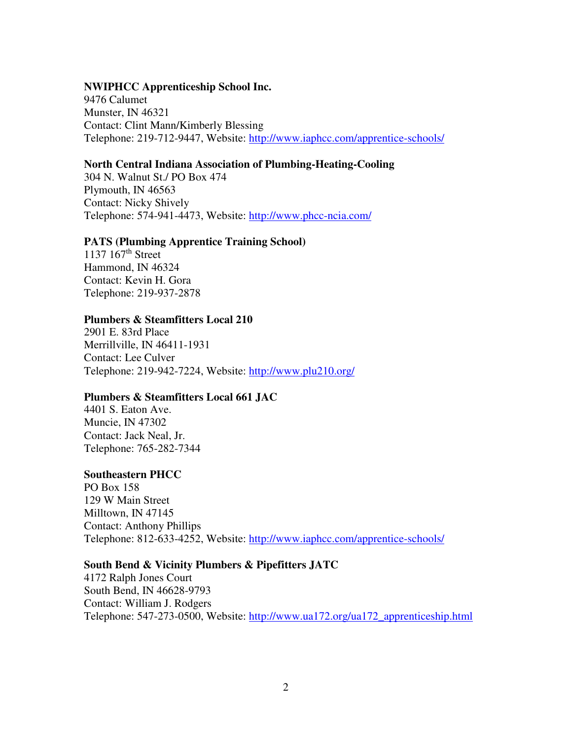**NWIPHCC Apprenticeship School Inc.**
9476 Calumet
Munster, IN 46321
Contact: Clint Mann/Kimberly Blessing
Telephone: 219-712-9447, Website: http://www.iaphcc.com/apprentice-schools/

**North Central Indiana Association of Plumbing-Heating-Cooling**
304 N. Walnut St./ PO Box 474
Plymouth, IN 46563
Contact: Nicky Shively
Telephone: 574-941-4473, Website: http://www.phcc-ncia.com/

**PATS (Plumbing Apprentice Training School)**
1137 167th Street
Hammond, IN 46324
Contact: Kevin H. Gora
Telephone: 219-937-2878

**Plumbers & Steamfitters Local 210**
2901 E. 83rd Place
Merrillville, IN 46411-1931
Contact: Lee Culver
Telephone: 219-942-7224, Website: http://www.plu210.org/

**Plumbers & Steamfitters Local 661 JAC**
4401 S. Eaton Ave.
Muncie, IN 47302
Contact: Jack Neal, Jr.
Telephone: 765-282-7344

**Southeastern PHCC**
PO Box 158
129 W Main Street
Milltown, IN 47145
Contact: Anthony Phillips
Telephone: 812-633-4252, Website: http://www.iaphcc.com/apprentice-schools/

**South Bend & Vicinity Plumbers & Pipefitters JATC**
4172 Ralph Jones Court
South Bend, IN 46628-9793
Contact: William J. Rodgers
Telephone: 547-273-0500, Website: http://www.ua172.org/ua172_apprenticeship.html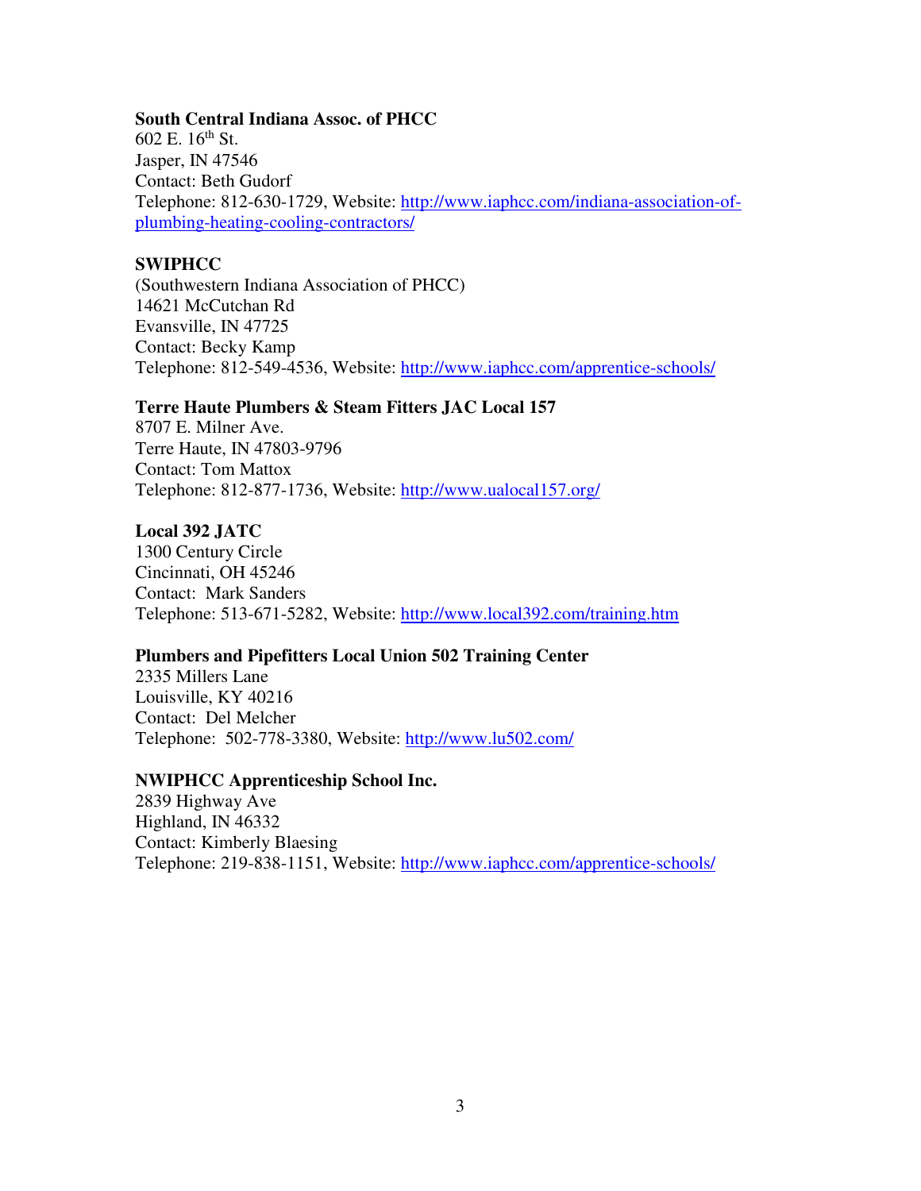**South Central Indiana Assoc. of PHCC**
602 E. 16th St.
Jasper, IN 47546
Contact: Beth Gudorf
Telephone: 812-630-1729, Website: http://www.iaphcc.com/indiana-association-of-plumbing-heating-cooling-contractors/

**SWIPHCC**
(Southwestern Indiana Association of PHCC)
14621 McCutchan Rd
Evansville, IN 47725
Contact: Becky Kamp
Telephone: 812-549-4536, Website: http://www.iaphcc.com/apprentice-schools/

**Terre Haute Plumbers & Steam Fitters JAC Local 157**
8707 E. Milner Ave.
Terre Haute, IN 47803-9796
Contact: Tom Mattox
Telephone: 812-877-1736, Website: http://www.ualocal157.org/

**Local 392 JATC**
1300 Century Circle
Cincinnati, OH 45246
Contact: Mark Sanders
Telephone: 513-671-5282, Website: http://www.local392.com/training.htm

**Plumbers and Pipefitters Local Union 502 Training Center**
2335 Millers Lane
Louisville, KY 40216
Contact: Del Melcher
Telephone: 502-778-3380, Website: http://www.lu502.com/

**NWIPHCC Apprenticeship School Inc.**
2839 Highway Ave
Highland, IN 46332
Contact: Kimberly Blaesing
Telephone: 219-838-1151, Website: http://www.iaphcc.com/apprentice-schools/